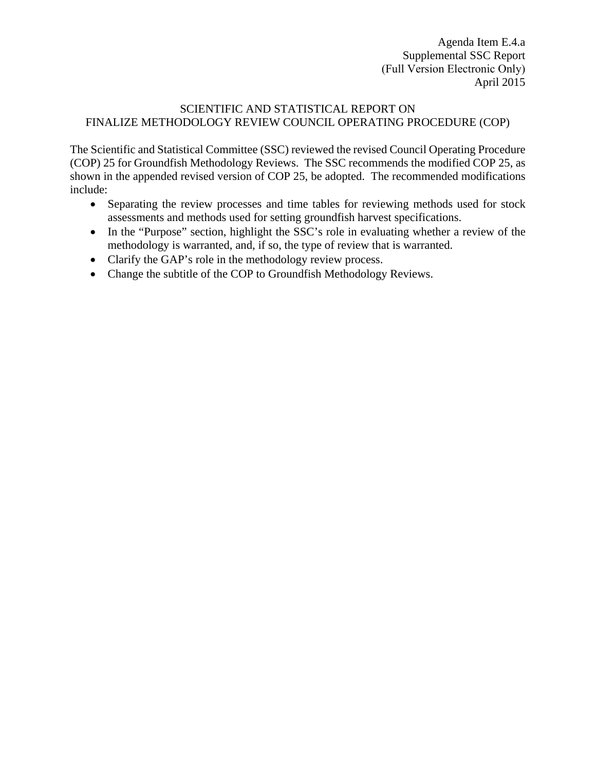Agenda Item E.4.a
Supplemental SSC Report
(Full Version Electronic Only)
April 2015

# SCIENTIFIC AND STATISTICAL REPORT ON FINALIZE METHODOLOGY REVIEW COUNCIL OPERATING PROCEDURE (COP)

The Scientific and Statistical Committee (SSC) reviewed the revised Council Operating Procedure (COP) 25 for Groundfish Methodology Reviews. The SSC recommends the modified COP 25, as shown in the appended revised version of COP 25, be adopted. The recommended modifications include:

- Separating the review processes and time tables for reviewing methods used for stock assessments and methods used for setting groundfish harvest specifications.
- In the "Purpose" section, highlight the SSC's role in evaluating whether a review of the methodology is warranted, and, if so, the type of review that is warranted.
- Clarify the GAP's role in the methodology review process.
- Change the subtitle of the COP to Groundfish Methodology Reviews.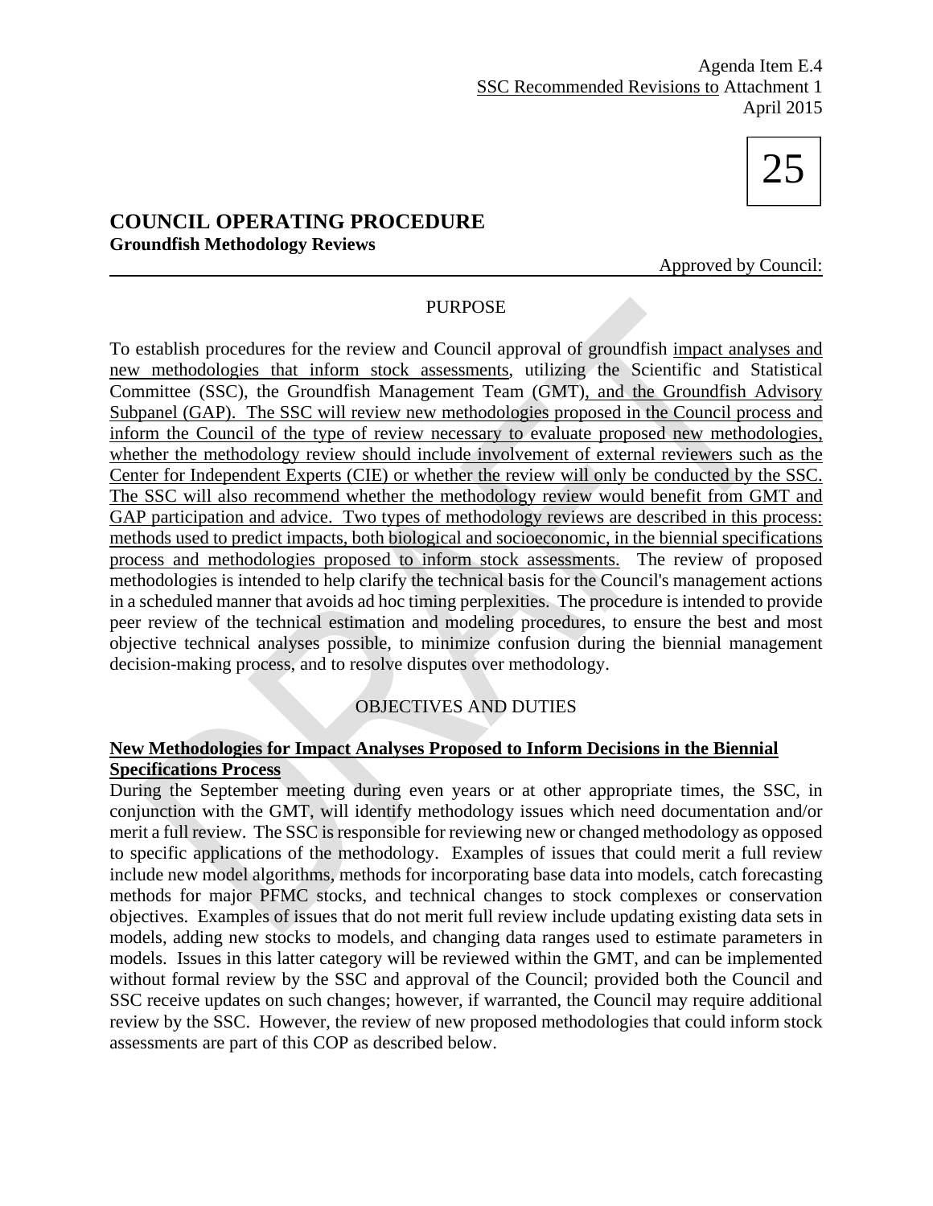Agenda Item E.4
SSC Recommended Revisions to Attachment 1
April 2015

25

# COUNCIL OPERATING PROCEDURE

**Groundfish Methodology Reviews**

Approved by Council:

## PURPOSE

To establish procedures for the review and Council approval of groundfish impact analyses and new methodologies that inform stock assessments, utilizing the Scientific and Statistical Committee (SSC), the Groundfish Management Team (GMT), and the Groundfish Advisory Subpanel (GAP). The SSC will review new methodologies proposed in the Council process and inform the Council of the type of review necessary to evaluate proposed new methodologies, whether the methodology review should include involvement of external reviewers such as the Center for Independent Experts (CIE) or whether the review will only be conducted by the SSC. The SSC will also recommend whether the methodology review would benefit from GMT and GAP participation and advice. Two types of methodology reviews are described in this process: methods used to predict impacts, both biological and socioeconomic, in the biennial specifications process and methodologies proposed to inform stock assessments. The review of proposed methodologies is intended to help clarify the technical basis for the Council's management actions in a scheduled manner that avoids ad hoc timing perplexities. The procedure is intended to provide peer review of the technical estimation and modeling procedures, to ensure the best and most objective technical analyses possible, to minimize confusion during the biennial management decision-making process, and to resolve disputes over methodology.

## OBJECTIVES AND DUTIES

**New Methodologies for Impact Analyses Proposed to Inform Decisions in the Biennial Specifications Process**

During the September meeting during even years or at other appropriate times, the SSC, in conjunction with the GMT, will identify methodology issues which need documentation and/or merit a full review. The SSC is responsible for reviewing new or changed methodology as opposed to specific applications of the methodology. Examples of issues that could merit a full review include new model algorithms, methods for incorporating base data into models, catch forecasting methods for major PFMC stocks, and technical changes to stock complexes or conservation objectives. Examples of issues that do not merit full review include updating existing data sets in models, adding new stocks to models, and changing data ranges used to estimate parameters in models. Issues in this latter category will be reviewed within the GMT, and can be implemented without formal review by the SSC and approval of the Council; provided both the Council and SSC receive updates on such changes; however, if warranted, the Council may require additional review by the SSC. However, the review of new proposed methodologies that could inform stock assessments are part of this COP as described below.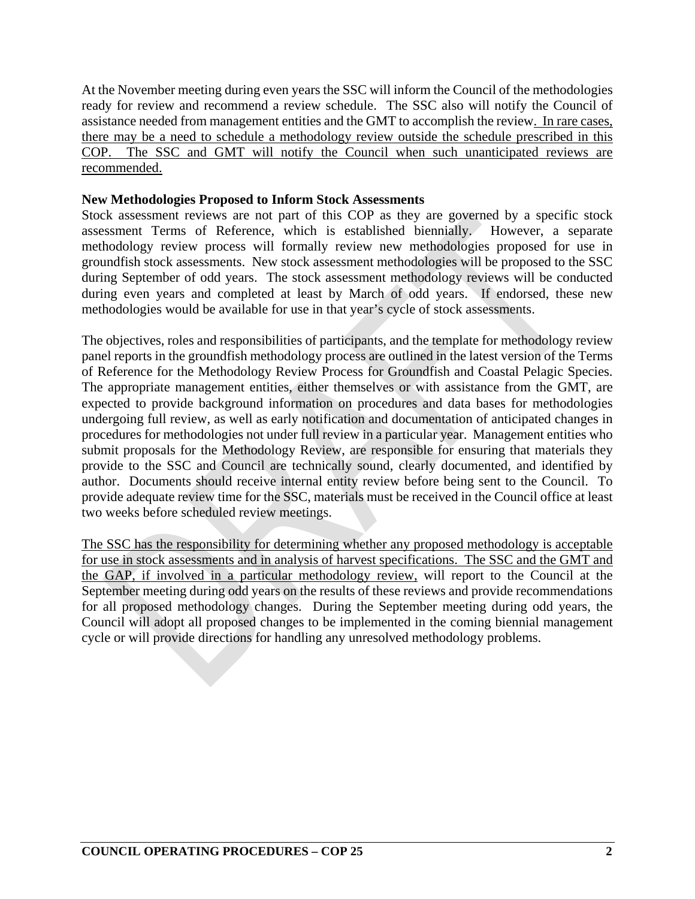At the November meeting during even years the SSC will inform the Council of the methodologies ready for review and recommend a review schedule. The SSC also will notify the Council of assistance needed from management entities and the GMT to accomplish the review. In rare cases, there may be a need to schedule a methodology review outside the schedule prescribed in this COP. The SSC and GMT will notify the Council when such unanticipated reviews are recommended.

**New Methodologies Proposed to Inform Stock Assessments**

Stock assessment reviews are not part of this COP as they are governed by a specific stock assessment Terms of Reference, which is established biennially. However, a separate methodology review process will formally review new methodologies proposed for use in groundfish stock assessments. New stock assessment methodologies will be proposed to the SSC during September of odd years. The stock assessment methodology reviews will be conducted during even years and completed at least by March of odd years. If endorsed, these new methodologies would be available for use in that year's cycle of stock assessments.

The objectives, roles and responsibilities of participants, and the template for methodology review panel reports in the groundfish methodology process are outlined in the latest version of the Terms of Reference for the Methodology Review Process for Groundfish and Coastal Pelagic Species. The appropriate management entities, either themselves or with assistance from the GMT, are expected to provide background information on procedures and data bases for methodologies undergoing full review, as well as early notification and documentation of anticipated changes in procedures for methodologies not under full review in a particular year. Management entities who submit proposals for the Methodology Review, are responsible for ensuring that materials they provide to the SSC and Council are technically sound, clearly documented, and identified by author. Documents should receive internal entity review before being sent to the Council. To provide adequate review time for the SSC, materials must be received in the Council office at least two weeks before scheduled review meetings.

The SSC has the responsibility for determining whether any proposed methodology is acceptable for use in stock assessments and in analysis of harvest specifications. The SSC and the GMT and the GAP, if involved in a particular methodology review, will report to the Council at the September meeting during odd years on the results of these reviews and provide recommendations for all proposed methodology changes. During the September meeting during odd years, the Council will adopt all proposed changes to be implemented in the coming biennial management cycle or will provide directions for handling any unresolved methodology problems.